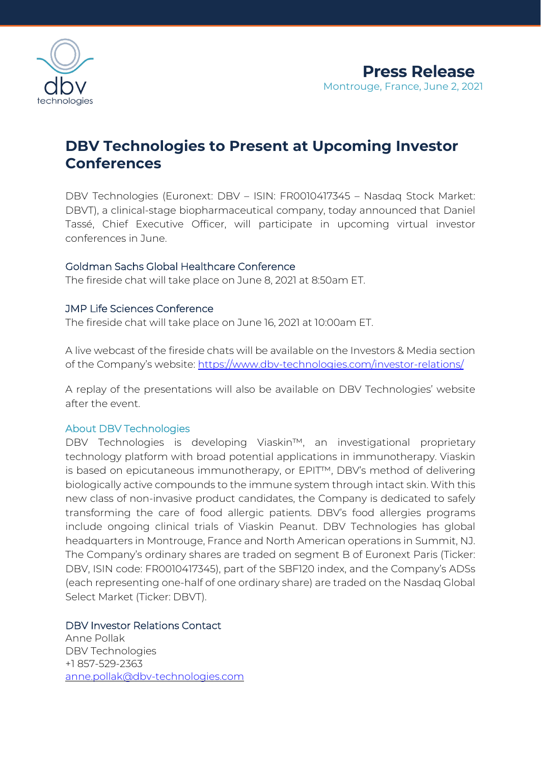**Press Release**

Montrouge, France, June 2, 2021

# DBV Technologies to Present at Upcoming Investor Conferences

DBV Technologies (Euronext: DBV – ISIN: FR0010417345 – Nasdaq Stock Market: DBVT), a clinical-stage biopharmaceutical company, today announced that Daniel Tassé, Chief Executive Officer, will participate in upcoming virtual investor conferences in June.

### Goldman Sachs Global Healthcare Conference

The fireside chat will take place on June 8, 2021 at 8:50am ET.

### JMP Life Sciences Conference

The fireside chat will take place on June 16, 2021 at 10:00am ET.

A live webcast of the fireside chats will be available on the Investors & Media section of the Company's website: [https://www.dbv-technologies.com/investor-relations/](https://www.dbv-technologies.com/investor-relations/)

A replay of the presentations will also be available on DBV Technologies' website after the event.

### About DBV Technologies

DBV Technologies is developing Viaskin™, an investigational proprietary technology platform with broad potential applications in immunotherapy. Viaskin is based on epicutaneous immunotherapy, or EPIT™, DBV's method of delivering biologically active compounds to the immune system through intact skin. With this new class of non-invasive product candidates, the Company is dedicated to safely transforming the care of food allergic patients. DBV's food allergies programs include ongoing clinical trials of Viaskin Peanut. DBV Technologies has global headquarters in Montrouge, France and North American operations in Summit, NJ. The Company's ordinary shares are traded on segment B of Euronext Paris (Ticker: DBV, ISIN code: FR0010417345), part of the SBF120 index, and the Company's ADSs (each representing one-half of one ordinary share) are traded on the Nasdaq Global Select Market (Ticker: DBVT).

### DBV Investor Relations Contact

Anne Pollak
DBV Technologies
+1 857-529-2363
[anne.pollak@dbv-technologies.com](mailto:anne.pollak@dbv-technologies.com)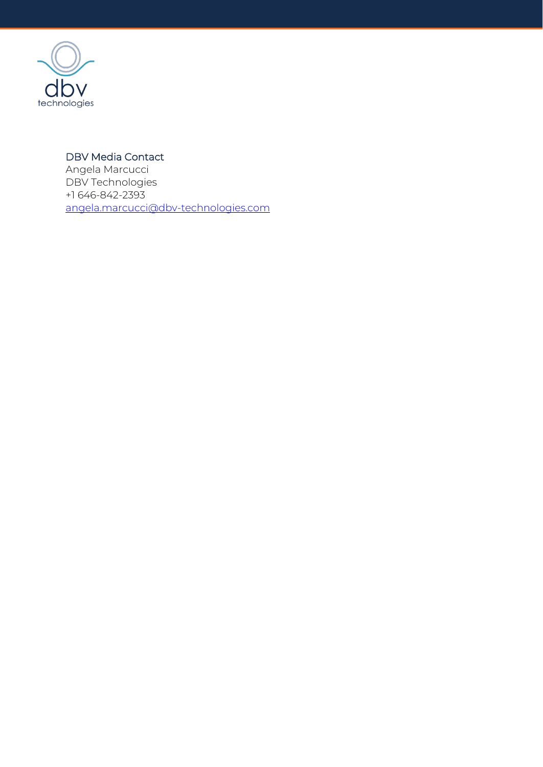DBV Media Contact
Angela Marcucci
DBV Technologies
+1 646-842-2393
angela.marcucci@dbv-technologies.com